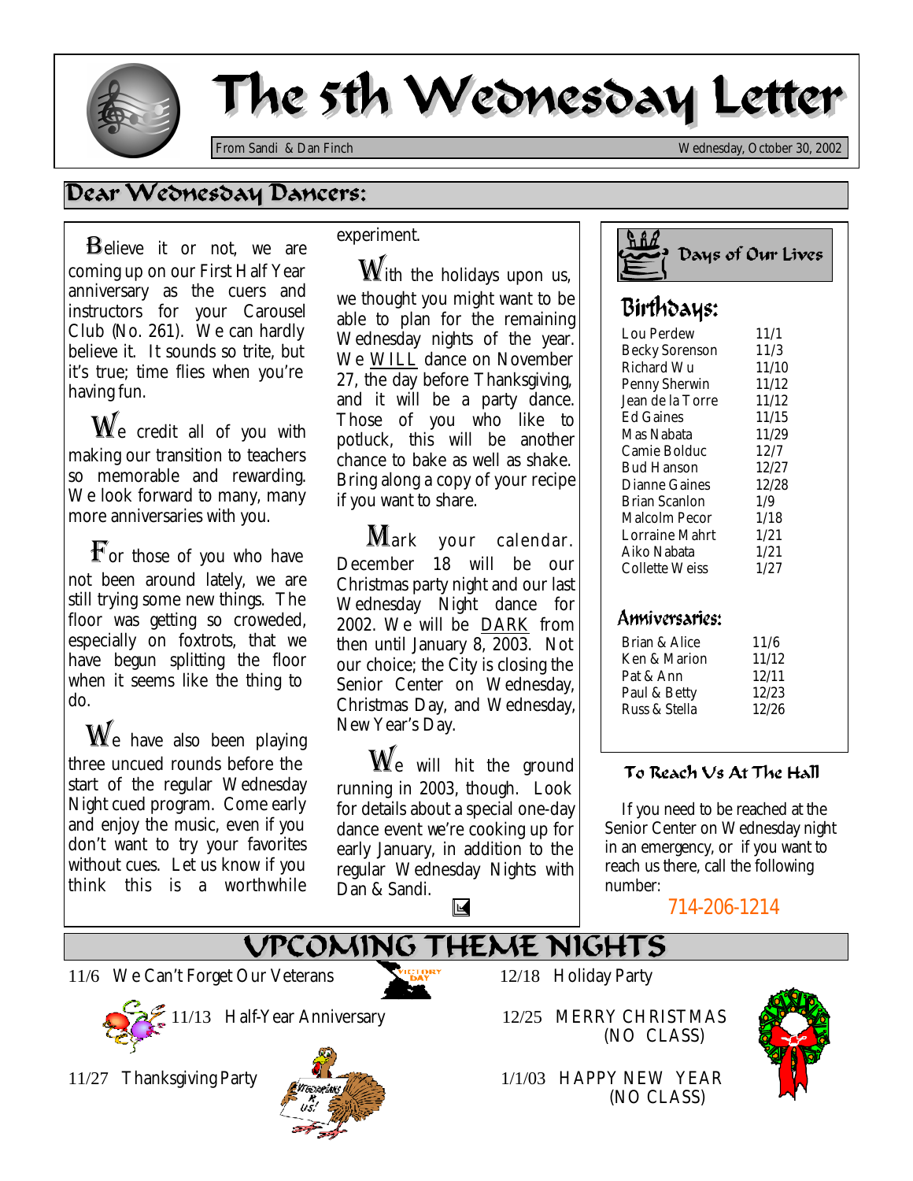# The 5th Wednesday Letter

From Sandi & Dan Finch

Wednesday, October 30, 2002

## Dear Wednesday Dancers:

Believe it or not, we are coming up on our First Half Year anniversary as the cuers and instructors for your Carousel Club (No. 261). We can hardly believe it. It sounds so trite, but it's true; time flies when you're having fun.

We credit all of you with making our transition to teachers so memorable and rewarding. We look forward to many, many more anniversaries with you.

For those of you who have not been around lately, we are still trying some new things. The floor was getting so croweded, especially on foxtrots, that we have begun splitting the floor when it seems like the thing to do.

We have also been playing three uncued rounds before the start of the regular Wednesday Night cued program. Come early and enjoy the music, even if you don't want to try your favorites without cues. Let us know if you think this is a worthwhile experiment.

With the holidays upon us, we thought you might want to be able to plan for the remaining Wednesday nights of the year. We WILL dance on November 27, the day before Thanksgiving, and it will be a party dance. Those of you who like to potluck, this will be another chance to bake as well as shake. Bring along a copy of your recipe if you want to share.

Mark your calendar. December 18 will be our Christmas party night and our last Wednesday Night dance for 2002. We will be DARK from then until January 8, 2003. Not our choice; the City is closing the Senior Center on Wednesday, Christmas Day, and Wednesday, New Year's Day.

We will hit the ground running in 2003, though. Look for details about a special one-day dance event we're cooking up for early January, in addition to the regular Wednesday Nights with Dan & Sandi.

## Days of Our Lives

### Birthdays:

| | |
|---|---|
| Lou Perdew | 11/1 |
| Becky Sorenson | 11/3 |
| Richard Wu | 11/10 |
| Penny Sherwin | 11/12 |
| Jean de la Torre | 11/12 |
| Ed Gaines | 11/15 |
| Mas Nabata | 11/29 |
| Camie Bolduc | 12/7 |
| Bud Hanson | 12/27 |
| Dianne Gaines | 12/28 |
| Brian Scanlon | 1/9 |
| Malcolm Pecor | 1/18 |
| Lorraine Mahrt | 1/21 |
| Aiko Nabata | 1/21 |
| Collette Weiss | 1/27 |

### Anniversaries:

| | |
|---|---|
| Brian & Alice | 11/6 |
| Ken & Marion | 11/12 |
| Pat & Ann | 12/11 |
| Paul & Betty | 12/23 |
| Russ & Stella | 12/26 |

### To Reach Us At The Hall

If you need to be reached at the Senior Center on Wednesday night in an emergency, or if you want to reach us there, call the following number:

714-206-1214

## UPCOMING THEME NIGHTS

11/6 We Can't Forget Our Veterans

11/13 Half-Year Anniversary

11/27 Thanksgiving Party

12/18 Holiday Party

12/25 MERRY CHRISTMAS (NO CLASS)

1/1/03 HAPPY NEW YEAR (NO CLASS)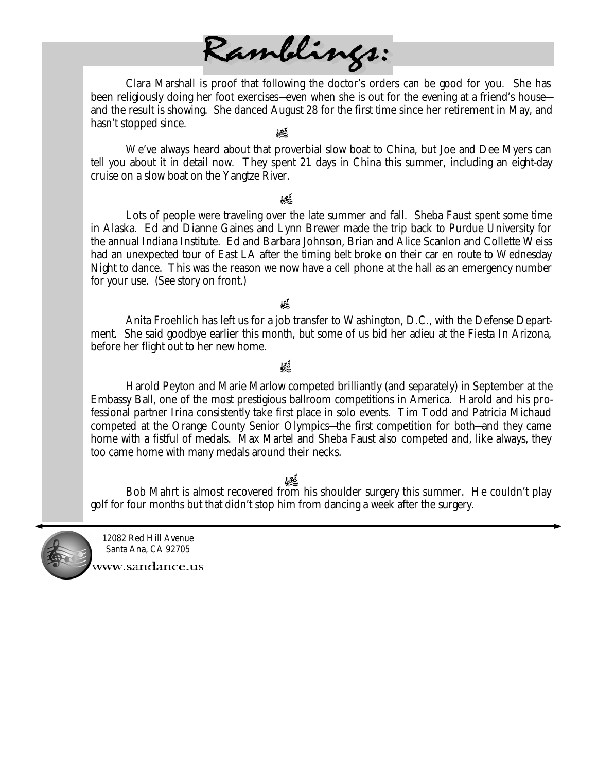# Ramblings:

Clara Marshall is proof that following the doctor's orders can be good for you. She has been religiously doing her foot exercises—even when she is out for the evening at a friend's house—and the result is showing. She danced August 28 for the first time since her retirement in May, and hasn't stopped since.

We've always heard about that proverbial slow boat to China, but Joe and Dee Myers can tell you about it in detail now. They spent 21 days in China this summer, including an eight-day cruise on a slow boat on the Yangtze River.

Lots of people were traveling over the late summer and fall. Sheba Faust spent some time in Alaska. Ed and Dianne Gaines and Lynn Brewer made the trip back to Purdue University for the annual Indiana Institute. Ed and Barbara Johnson, Brian and Alice Scanlon and Collette Weiss had an unexpected tour of East LA after the timing belt broke on their car en route to Wednesday Night to dance. This was the reason we now have a cell phone at the hall as an emergency number for your use. (See story on front.)

Anita Froehlich has left us for a job transfer to Washington, D.C., with the Defense Department. She said goodbye earlier this month, but some of us bid her adieu at the Fiesta In Arizona, before her flight out to her new home.

Harold Peyton and Marie Marlow competed brilliantly (and separately) in September at the Embassy Ball, one of the most prestigious ballroom competitions in America. Harold and his professional partner Irina consistently take first place in solo events. Tim Todd and Patricia Michaud competed at the Orange County Senior Olympics—the first competition for both—and they came home with a fistful of medals. Max Martel and Sheba Faust also competed and, like always, they too came home with many medals around their necks.

Bob Mahrt is almost recovered from his shoulder surgery this summer. He couldn't play golf for four months but that didn't stop him from dancing a week after the surgery.

12082 Red Hill Avenue
Santa Ana, CA 92705
www.sandance.us